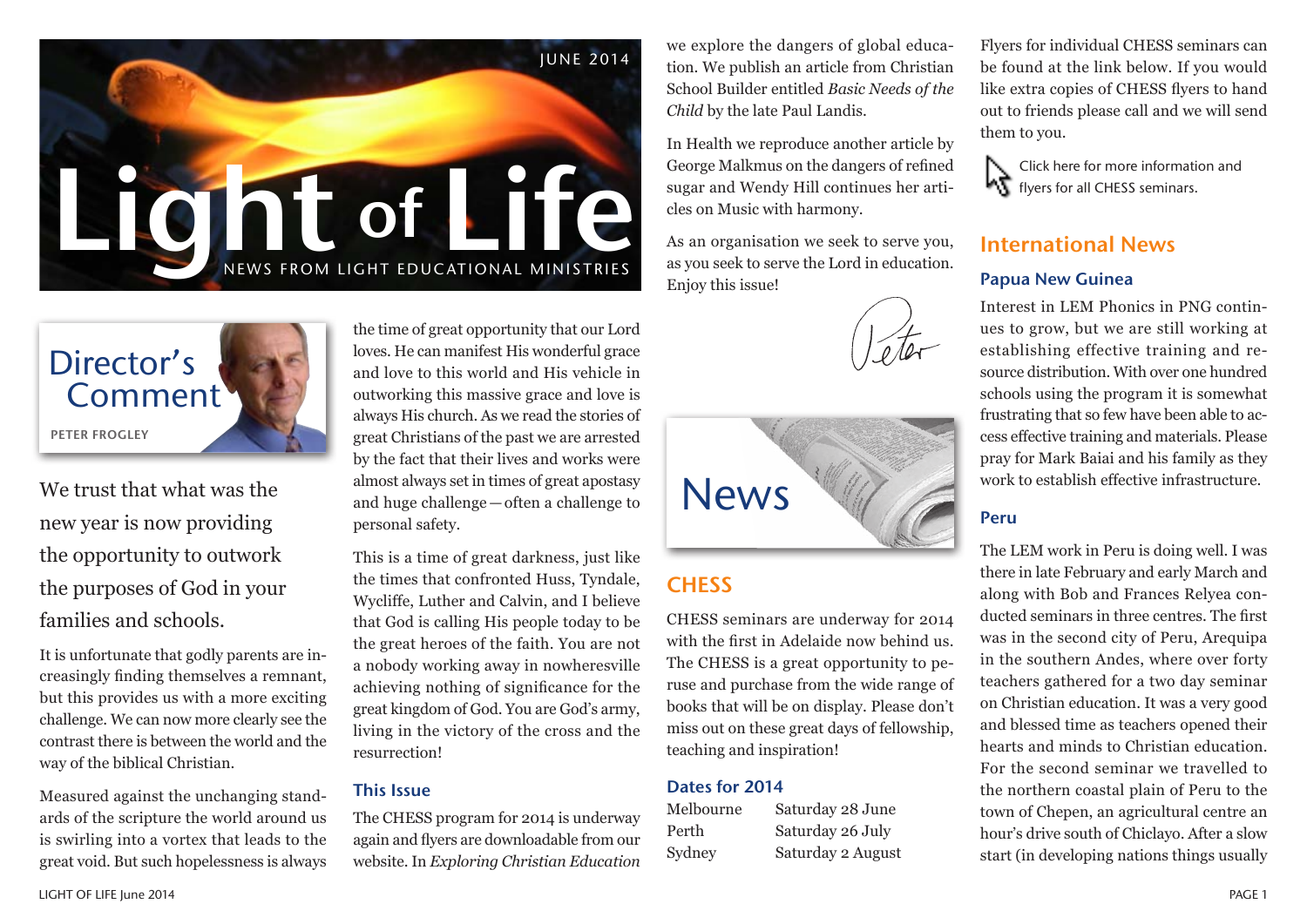JUNE 2014

# Light of Life

NEWS FROM LIGHT EDUCATIONAL MINISTRIES

## Director's Comment

PETER FROGLEY

We trust that what was the new year is now providing the opportunity to outwork the purposes of God in your families and schools.

It is unfortunate that godly parents are increasingly finding themselves a remnant, but this provides us with a more exciting challenge. We can now more clearly see the contrast there is between the world and the way of the biblical Christian.

Measured against the unchanging standards of the scripture the world around us is swirling into a vortex that leads to the great void. But such hopelessness is always the time of great opportunity that our Lord loves. He can manifest His wonderful grace and love to this world and His vehicle in outworking this massive grace and love is always His church. As we read the stories of great Christians of the past we are arrested by the fact that their lives and works were almost always set in times of great apostasy and huge challenge—often a challenge to personal safety.

This is a time of great darkness, just like the times that confronted Huss, Tyndale, Wycliffe, Luther and Calvin, and I believe that God is calling His people today to be the great heroes of the faith. You are not a nobody working away in nowheresville achieving nothing of significance for the great kingdom of God. You are God's army, living in the victory of the cross and the resurrection!

### This Issue

The CHESS program for 2014 is underway again and flyers are downloadable from our website. In *Exploring Christian Education* we explore the dangers of global education. We publish an article from Christian School Builder entitled *Basic Needs of the Child* by the late Paul Landis.

In Health we reproduce another article by George Malkmus on the dangers of refined sugar and Wendy Hill continues her articles on Music with harmony.

As an organisation we seek to serve you, as you seek to serve the Lord in education. Enjoy this issue!

Peter

## News

### CHESS

CHESS seminars are underway for 2014 with the first in Adelaide now behind us. The CHESS is a great opportunity to peruse and purchase from the wide range of books that will be on display. Please don't miss out on these great days of fellowship, teaching and inspiration!

#### Dates for 2014

| | |
|---|---|
| Melbourne | Saturday 28 June |
| Perth | Saturday 26 July |
| Sydney | Saturday 2 August |

Flyers for individual CHESS seminars can be found at the link below. If you would like extra copies of CHESS flyers to hand out to friends please call and we will send them to you.

Click here for more information and flyers for all CHESS seminars.

### International News

#### Papua New Guinea

Interest in LEM Phonics in PNG continues to grow, but we are still working at establishing effective training and resource distribution. With over one hundred schools using the program it is somewhat frustrating that so few have been able to access effective training and materials. Please pray for Mark Baiai and his family as they work to establish effective infrastructure.

#### Peru

The LEM work in Peru is doing well. I was there in late February and early March and along with Bob and Frances Relyea conducted seminars in three centres. The first was in the second city of Peru, Arequipa in the southern Andes, where over forty teachers gathered for a two day seminar on Christian education. It was a very good and blessed time as teachers opened their hearts and minds to Christian education. For the second seminar we travelled to the northern coastal plain of Peru to the town of Chepen, an agricultural centre an hour's drive south of Chiclayo. After a slow start (in developing nations things usually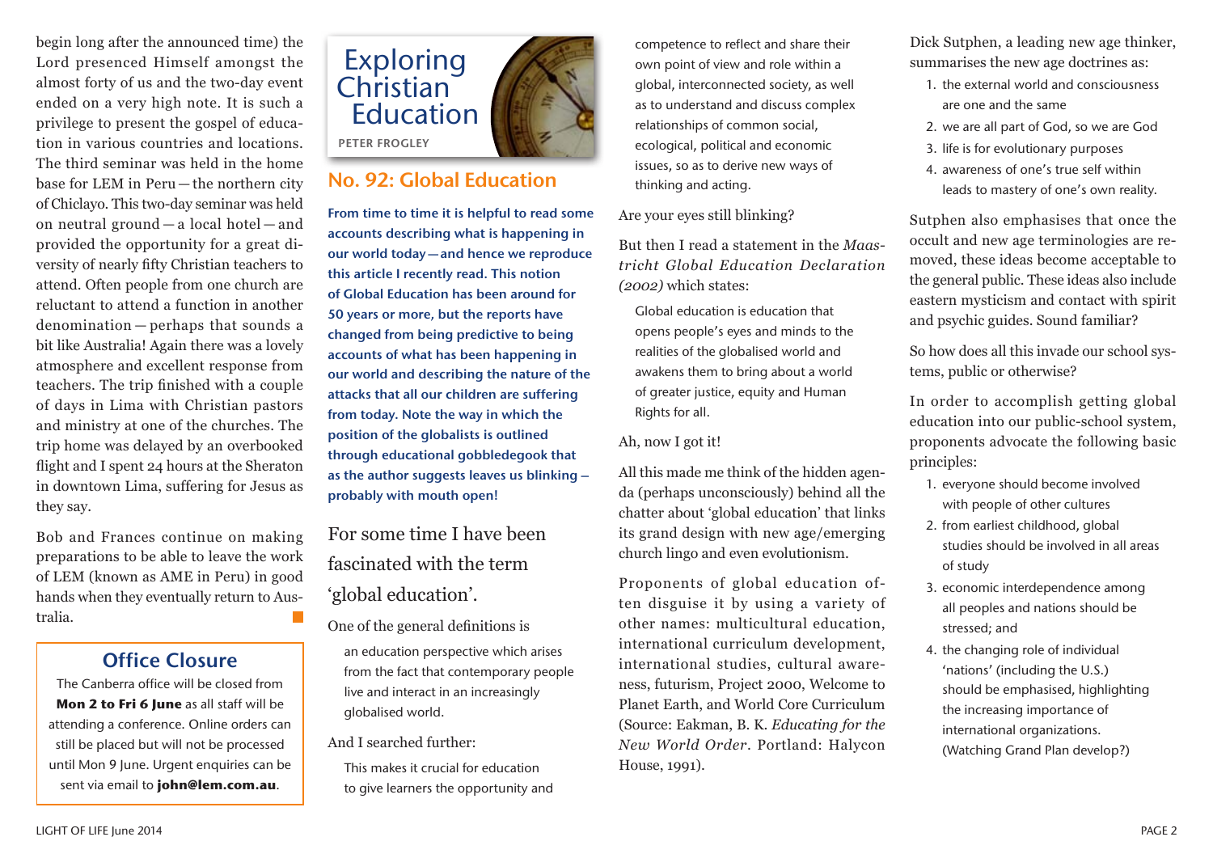begin long after the announced time) the Lord presenced Himself amongst the almost forty of us and the two-day event ended on a very high note. It is such a privilege to present the gospel of education in various countries and locations. The third seminar was held in the home base for LEM in Peru — the northern city of Chiclayo. This two-day seminar was held on neutral ground — a local hotel — and provided the opportunity for a great diversity of nearly fifty Christian teachers to attend. Often people from one church are reluctant to attend a function in another denomination — perhaps that sounds a bit like Australia! Again there was a lovely atmosphere and excellent response from teachers. The trip finished with a couple of days in Lima with Christian pastors and ministry at one of the churches. The trip home was delayed by an overbooked flight and I spent 24 hours at the Sheraton in downtown Lima, suffering for Jesus as they say.

Bob and Frances continue on making preparations to be able to leave the work of LEM (known as AME in Peru) in good hands when they eventually return to Australia.

## Office Closure

The Canberra office will be closed from **Mon 2 to Fri 6 June** as all staff will be attending a conference. Online orders can still be placed but will not be processed until Mon 9 June. Urgent enquiries can be sent via email to **john@lem.com.au**.

# Exploring Christian Education

PETER FROGLEY

## No. 92: Global Education

**From time to time it is helpful to read some accounts describing what is happening in our world today — and hence we reproduce this article I recently read. This notion of Global Education has been around for 50 years or more, but the reports have changed from being predictive to being accounts of what has been happening in our world and describing the nature of the attacks that all our children are suffering from today. Note the way in which the position of the globalists is outlined through educational gobbledegook that as the author suggests leaves us blinking – probably with mouth open!**

For some time I have been fascinated with the term 'global education'.

One of the general definitions is

> an education perspective which arises from the fact that contemporary people live and interact in an increasingly globalised world.

And I searched further:

> This makes it crucial for education to give learners the opportunity and competence to reflect and share their own point of view and role within a global, interconnected society, as well as to understand and discuss complex relationships of common social, ecological, political and economic issues, so as to derive new ways of thinking and acting.

Are your eyes still blinking?

But then I read a statement in the *Maastricht Global Education Declaration (2002)* which states:

> Global education is education that opens people's eyes and minds to the realities of the globalised world and awakens them to bring about a world of greater justice, equity and Human Rights for all.

Ah, now I got it!

All this made me think of the hidden agenda (perhaps unconsciously) behind all the chatter about 'global education' that links its grand design with new age/emerging church lingo and even evolutionism.

Proponents of global education often disguise it by using a variety of other names: multicultural education, international curriculum development, international studies, cultural awareness, futurism, Project 2000, Welcome to Planet Earth, and World Core Curriculum (Source: Eakman, B. K. *Educating for the New World Order*. Portland: Halycon House, 1991).

Dick Sutphen, a leading new age thinker, summarises the new age doctrines as:

1. the external world and consciousness are one and the same
2. we are all part of God, so we are God
3. life is for evolutionary purposes
4. awareness of one's true self within leads to mastery of one's own reality.

Sutphen also emphasises that once the occult and new age terminologies are removed, these ideas become acceptable to the general public. These ideas also include eastern mysticism and contact with spirit and psychic guides. Sound familiar?

So how does all this invade our school systems, public or otherwise?

In order to accomplish getting global education into our public-school system, proponents advocate the following basic principles:

1. everyone should become involved with people of other cultures
2. from earliest childhood, global studies should be involved in all areas of study
3. economic interdependence among all peoples and nations should be stressed; and
4. the changing role of individual 'nations' (including the U.S.) should be emphasised, highlighting the increasing importance of international organizations. (Watching Grand Plan develop?)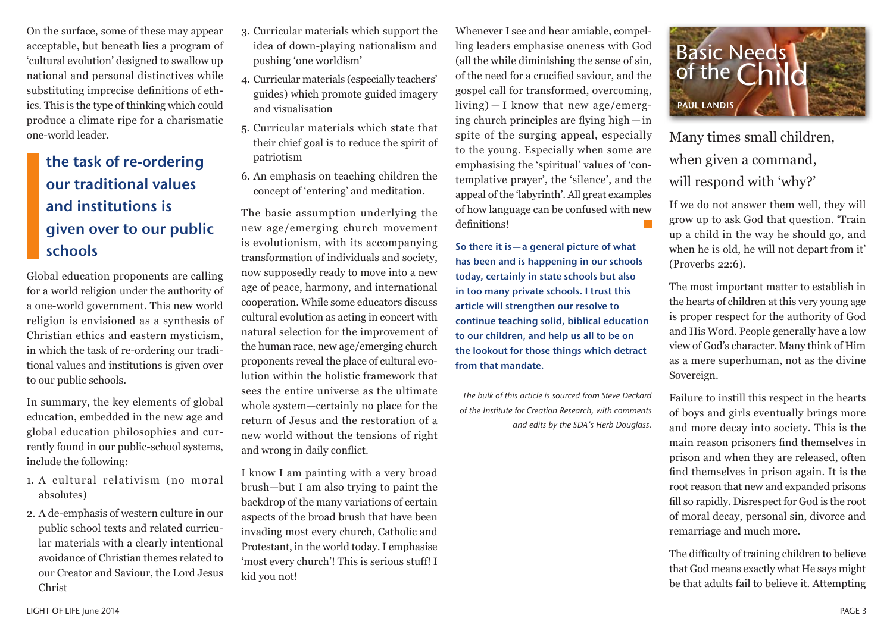On the surface, some of these may appear acceptable, but beneath lies a program of 'cultural evolution' designed to swallow up national and personal distinctives while substituting imprecise definitions of ethics. This is the type of thinking which could produce a climate ripe for a charismatic one-world leader.

> **the task of re-ordering our traditional values and institutions is given over to our public schools**

Global education proponents are calling for a world religion under the authority of a one-world government. This new world religion is envisioned as a synthesis of Christian ethics and eastern mysticism, in which the task of re-ordering our traditional values and institutions is given over to our public schools.

In summary, the key elements of global education, embedded in the new age and global education philosophies and currently found in our public-school systems, include the following:

1. A cultural relativism (no moral absolutes)
2. A de-emphasis of western culture in our public school texts and related curricular materials with a clearly intentional avoidance of Christian themes related to our Creator and Saviour, the Lord Jesus Christ
3. Curricular materials which support the idea of down-playing nationalism and pushing 'one worldism'
4. Curricular materials (especially teachers' guides) which promote guided imagery and visualisation
5. Curricular materials which state that their chief goal is to reduce the spirit of patriotism
6. An emphasis on teaching children the concept of 'entering' and meditation.

The basic assumption underlying the new age/emerging church movement is evolutionism, with its accompanying transformation of individuals and society, now supposedly ready to move into a new age of peace, harmony, and international cooperation. While some educators discuss cultural evolution as acting in concert with natural selection for the improvement of the human race, new age/emerging church proponents reveal the place of cultural evolution within the holistic framework that sees the entire universe as the ultimate whole system—certainly no place for the return of Jesus and the restoration of a new world without the tensions of right and wrong in daily conflict.

I know I am painting with a very broad brush—but I am also trying to paint the backdrop of the many variations of certain aspects of the broad brush that have been invading most every church, Catholic and Protestant, in the world today. I emphasise 'most every church'! This is serious stuff! I kid you not!

Whenever I see and hear amiable, compelling leaders emphasise oneness with God (all the while diminishing the sense of sin, of the need for a crucified saviour, and the gospel call for transformed, overcoming, living) — I know that new age/emerging church principles are flying high — in spite of the surging appeal, especially to the young. Especially when some are emphasising the 'spiritual' values of 'contemplative prayer', the 'silence', and the appeal of the 'labyrinth'. All great examples of how language can be confused with new definitions!

**So there it is — a general picture of what has been and is happening in our schools today, certainly in state schools but also in too many private schools. I trust this article will strengthen our resolve to continue teaching solid, biblical education to our children, and help us all to be on the lookout for those things which detract from that mandate.**

*The bulk of this article is sourced from Steve Deckard of the Institute for Creation Research, with comments and edits by the SDA's Herb Douglass.*

# Basic Needs of the Child

PAUL LANDIS

## Many times small children, when given a command, will respond with 'why?'

If we do not answer them well, they will grow up to ask God that question. 'Train up a child in the way he should go, and when he is old, he will not depart from it' (Proverbs 22:6).

The most important matter to establish in the hearts of children at this very young age is proper respect for the authority of God and His Word. People generally have a low view of God's character. Many think of Him as a mere superhuman, not as the divine Sovereign.

Failure to instill this respect in the hearts of boys and girls eventually brings more and more decay into society. This is the main reason prisoners find themselves in prison and when they are released, often find themselves in prison again. It is the root reason that new and expanded prisons fill so rapidly. Disrespect for God is the root of moral decay, personal sin, divorce and remarriage and much more.

The difficulty of training children to believe that God means exactly what He says might be that adults fail to believe it. Attempting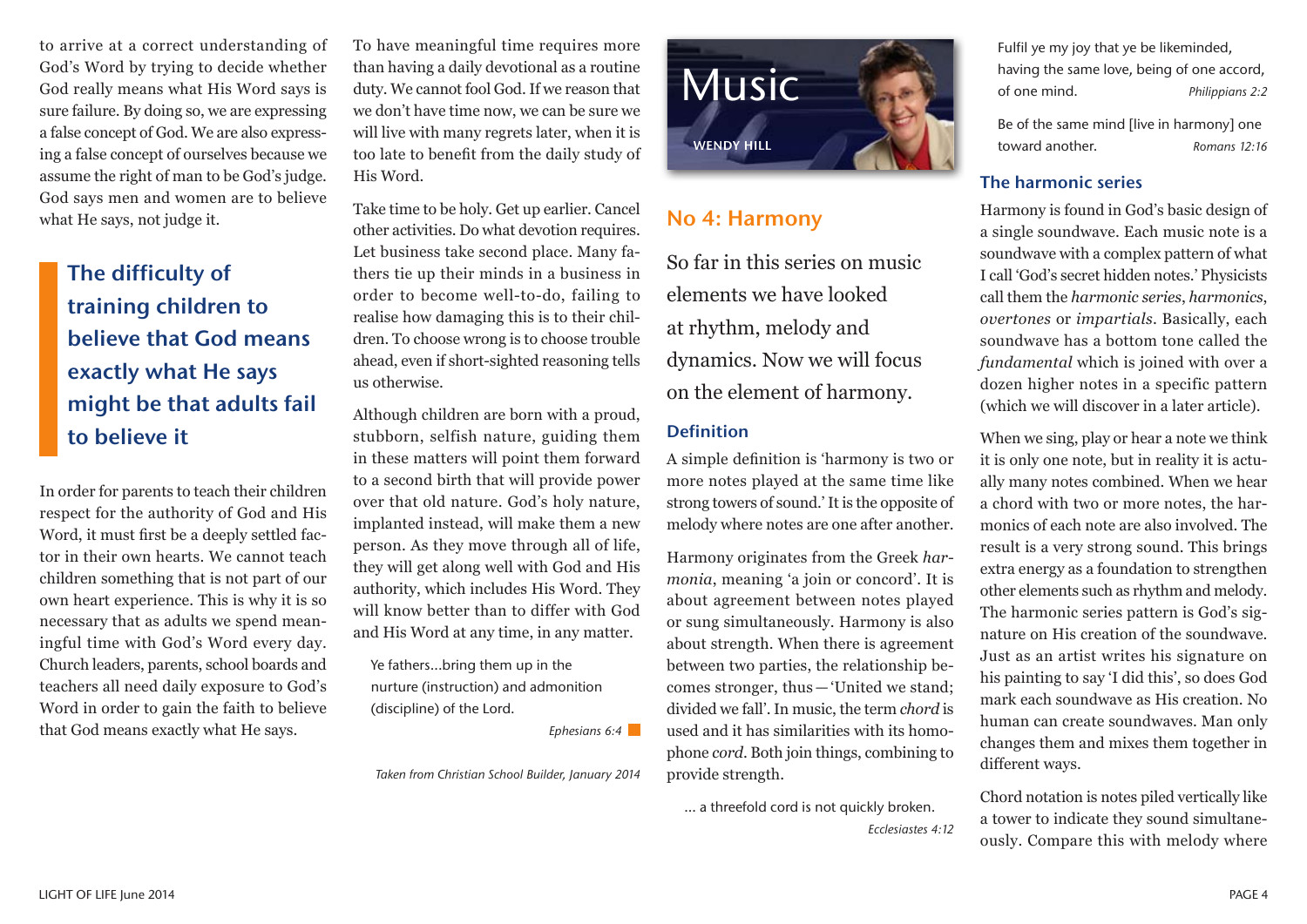to arrive at a correct understanding of God's Word by trying to decide whether God really means what His Word says is sure failure. By doing so, we are expressing a false concept of God. We are also expressing a false concept of ourselves because we assume the right of man to be God's judge. God says men and women are to believe what He says, not judge it.

> **The difficulty of training children to believe that God means exactly what He says might be that adults fail to believe it**

In order for parents to teach their children respect for the authority of God and His Word, it must first be a deeply settled factor in their own hearts. We cannot teach children something that is not part of our own heart experience. This is why it is so necessary that as adults we spend meaningful time with God's Word every day. Church leaders, parents, school boards and teachers all need daily exposure to God's Word in order to gain the faith to believe that God means exactly what He says.

To have meaningful time requires more than having a daily devotional as a routine duty. We cannot fool God. If we reason that we don't have time now, we can be sure we will live with many regrets later, when it is too late to benefit from the daily study of His Word.

Take time to be holy. Get up earlier. Cancel other activities. Do what devotion requires. Let business take second place. Many fathers tie up their minds in a business in order to become well-to-do, failing to realise how damaging this is to their children. To choose wrong is to choose trouble ahead, even if short-sighted reasoning tells us otherwise.

Although children are born with a proud, stubborn, selfish nature, guiding them in these matters will point them forward to a second birth that will provide power over that old nature. God's holy nature, implanted instead, will make them a new person. As they move through all of life, they will get along well with God and His authority, which includes His Word. They will know better than to differ with God and His Word at any time, in any matter.

> Ye fathers...bring them up in the nurture (instruction) and admonition (discipline) of the Lord.
>
> *Ephesians 6:4*

*Taken from Christian School Builder, January 2014*

# Music

**WENDY HILL**

## No 4: Harmony

So far in this series on music elements we have looked at rhythm, melody and dynamics. Now we will focus on the element of harmony.

### Definition

A simple definition is 'harmony is two or more notes played at the same time like strong towers of sound.' It is the opposite of melody where notes are one after another.

Harmony originates from the Greek *harmonia*, meaning 'a join or concord'. It is about agreement between notes played or sung simultaneously. Harmony is also about strength. When there is agreement between two parties, the relationship becomes stronger, thus—'United we stand; divided we fall'. In music, the term *chord* is used and it has similarities with its homophone *cord*. Both join things, combining to provide strength.

> ... a threefold cord is not quickly broken.
>
> *Ecclesiastes 4:12*

> Fulfil ye my joy that ye be likeminded, having the same love, being of one accord, of one mind. *Philippians 2:2*

> Be of the same mind [live in harmony] one toward another. *Romans 12:16*

### The harmonic series

Harmony is found in God's basic design of a single soundwave. Each music note is a soundwave with a complex pattern of what I call 'God's secret hidden notes.' Physicists call them the *harmonic series*, *harmonics*, *overtones* or *impartials*. Basically, each soundwave has a bottom tone called the *fundamental* which is joined with over a dozen higher notes in a specific pattern (which we will discover in a later article).

When we sing, play or hear a note we think it is only one note, but in reality it is actually many notes combined. When we hear a chord with two or more notes, the harmonics of each note are also involved. The result is a very strong sound. This brings extra energy as a foundation to strengthen other elements such as rhythm and melody. The harmonic series pattern is God's signature on His creation of the soundwave. Just as an artist writes his signature on his painting to say 'I did this', so does God mark each soundwave as His creation. No human can create soundwaves. Man only changes them and mixes them together in different ways.

Chord notation is notes piled vertically like a tower to indicate they sound simultaneously. Compare this with melody where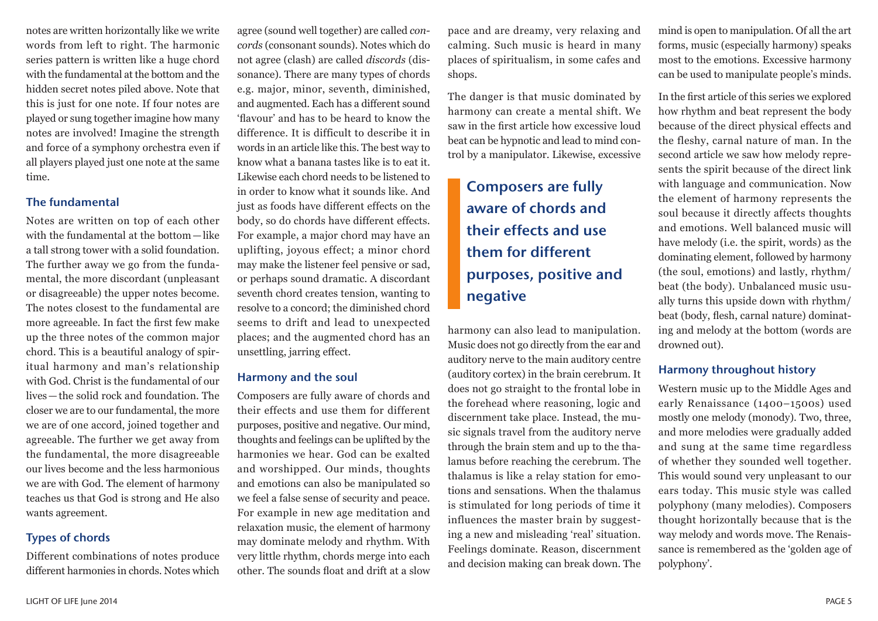notes are written horizontally like we write words from left to right. The harmonic series pattern is written like a huge chord with the fundamental at the bottom and the hidden secret notes piled above. Note that this is just for one note. If four notes are played or sung together imagine how many notes are involved! Imagine the strength and force of a symphony orchestra even if all players played just one note at the same time.

### The fundamental

Notes are written on top of each other with the fundamental at the bottom—like a tall strong tower with a solid foundation. The further away we go from the fundamental, the more discordant (unpleasant or disagreeable) the upper notes become. The notes closest to the fundamental are more agreeable. In fact the first few make up the three notes of the common major chord. This is a beautiful analogy of spiritual harmony and man's relationship with God. Christ is the fundamental of our lives—the solid rock and foundation. The closer we are to our fundamental, the more we are of one accord, joined together and agreeable. The further we get away from the fundamental, the more disagreeable our lives become and the less harmonious we are with God. The element of harmony teaches us that God is strong and He also wants agreement.

### Types of chords

Different combinations of notes produce different harmonies in chords. Notes which agree (sound well together) are called *concords* (consonant sounds). Notes which do not agree (clash) are called *discords* (dissonance). There are many types of chords e.g. major, minor, seventh, diminished, and augmented. Each has a different sound 'flavour' and has to be heard to know the difference. It is difficult to describe it in words in an article like this. The best way to know what a banana tastes like is to eat it. Likewise each chord needs to be listened to in order to know what it sounds like. And just as foods have different effects on the body, so do chords have different effects. For example, a major chord may have an uplifting, joyous effect; a minor chord may make the listener feel pensive or sad, or perhaps sound dramatic. A discordant seventh chord creates tension, wanting to resolve to a concord; the diminished chord seems to drift and lead to unexpected places; and the augmented chord has an unsettling, jarring effect.

### Harmony and the soul

Composers are fully aware of chords and their effects and use them for different purposes, positive and negative. Our mind, thoughts and feelings can be uplifted by the harmonies we hear. God can be exalted and worshipped. Our minds, thoughts and emotions can also be manipulated so we feel a false sense of security and peace. For example in new age meditation and relaxation music, the element of harmony may dominate melody and rhythm. With very little rhythm, chords merge into each other. The sounds float and drift at a slow pace and are dreamy, very relaxing and calming. Such music is heard in many places of spiritualism, in some cafes and shops.

The danger is that music dominated by harmony can create a mental shift. We saw in the first article how excessive loud beat can be hypnotic and lead to mind control by a manipulator. Likewise, excessive harmony can also lead to manipulation. Music does not go directly from the ear and auditory nerve to the main auditory centre (auditory cortex) in the brain cerebrum. It does not go straight to the frontal lobe in the forehead where reasoning, logic and discernment take place. Instead, the music signals travel from the auditory nerve through the brain stem and up to the thalamus before reaching the cerebrum. The thalamus is like a relay station for emotions and sensations. When the thalamus is stimulated for long periods of time it influences the master brain by suggesting a new and misleading 'real' situation. Feelings dominate. Reason, discernment and decision making can break down. The mind is open to manipulation. Of all the art forms, music (especially harmony) speaks most to the emotions. Excessive harmony can be used to manipulate people's minds.

> **Composers are fully aware of chords and their effects and use them for different purposes, positive and negative**

In the first article of this series we explored how rhythm and beat represent the body because of the direct physical effects and the fleshy, carnal nature of man. In the second article we saw how melody represents the spirit because of the direct link with language and communication. Now the element of harmony represents the soul because it directly affects thoughts and emotions. Well balanced music will have melody (i.e. the spirit, words) as the dominating element, followed by harmony (the soul, emotions) and lastly, rhythm/beat (the body). Unbalanced music usually turns this upside down with rhythm/beat (body, flesh, carnal nature) dominating and melody at the bottom (words are drowned out).

### Harmony throughout history

Western music up to the Middle Ages and early Renaissance (1400–1500s) used mostly one melody (monody). Two, three, and more melodies were gradually added and sung at the same time regardless of whether they sounded well together. This would sound very unpleasant to our ears today. This music style was called polyphony (many melodies). Composers thought horizontally because that is the way melody and words move. The Renaissance is remembered as the 'golden age of polyphony'.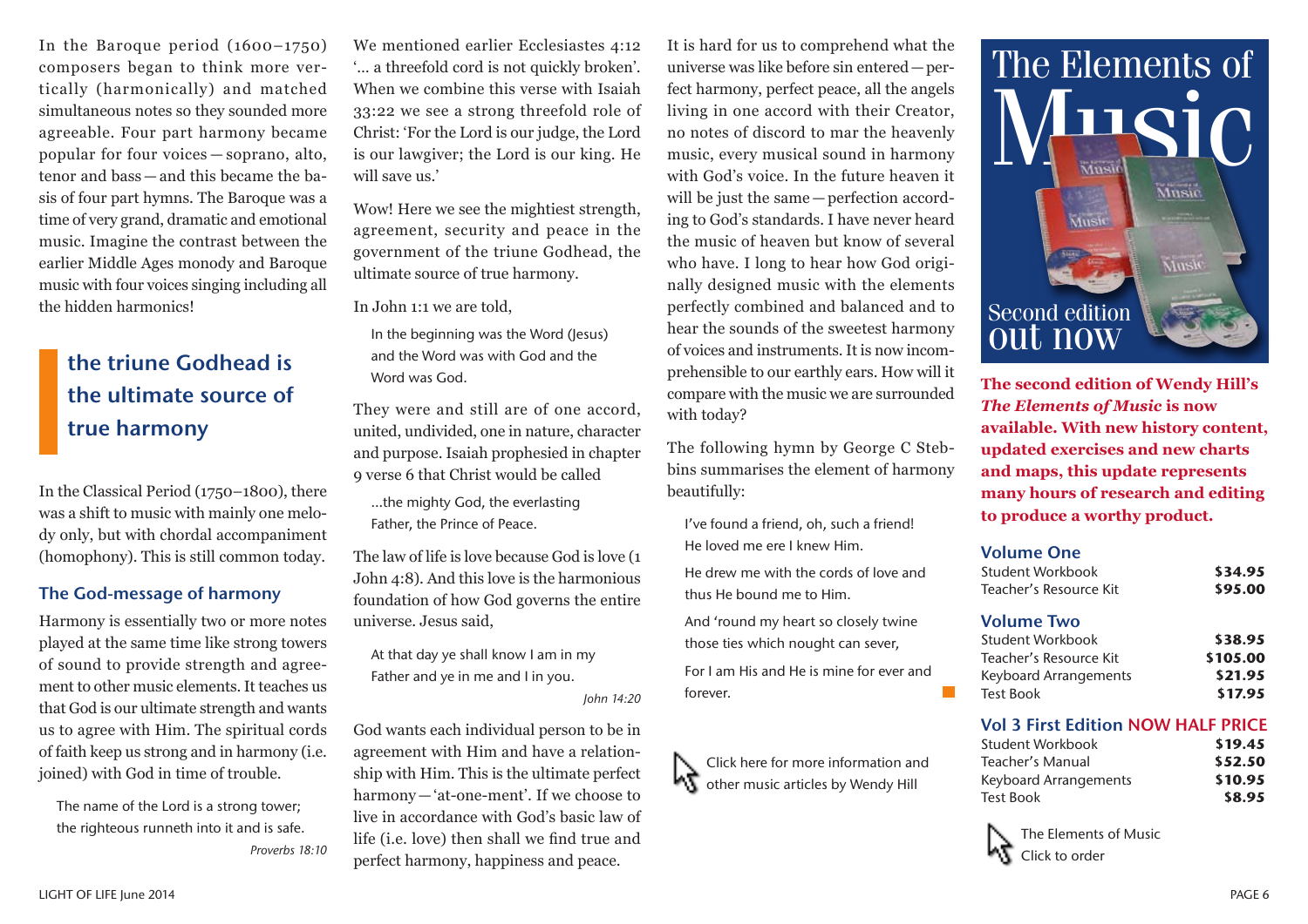In the Baroque period (1600–1750) composers began to think more vertically (harmonically) and matched simultaneous notes so they sounded more agreeable. Four part harmony became popular for four voices — soprano, alto, tenor and bass — and this became the basis of four part hymns. The Baroque was a time of very grand, dramatic and emotional music. Imagine the contrast between the earlier Middle Ages monody and Baroque music with four voices singing including all the hidden harmonics!

> **the triune Godhead is the ultimate source of true harmony**

In the Classical Period (1750–1800), there was a shift to music with mainly one melody only, but with chordal accompaniment (homophony). This is still common today.

### The God-message of harmony

Harmony is essentially two or more notes played at the same time like strong towers of sound to provide strength and agreement to other music elements. It teaches us that God is our ultimate strength and wants us to agree with Him. The spiritual cords of faith keep us strong and in harmony (i.e. joined) with God in time of trouble.

> The name of the Lord is a strong tower;
> the righteous runneth into it and is safe.
>
> *Proverbs 18:10*

We mentioned earlier Ecclesiastes 4:12 '... a threefold cord is not quickly broken'. When we combine this verse with Isaiah 33:22 we see a strong threefold role of Christ: 'For the Lord is our judge, the Lord is our lawgiver; the Lord is our king. He will save us.'

Wow! Here we see the mightiest strength, agreement, security and peace in the government of the triune Godhead, the ultimate source of true harmony.

In John 1:1 we are told,

> In the beginning was the Word (Jesus) and the Word was with God and the Word was God.

They were and still are of one accord, united, undivided, one in nature, character and purpose. Isaiah prophesied in chapter 9 verse 6 that Christ would be called

> ...the mighty God, the everlasting Father, the Prince of Peace.

The law of life is love because God is love (1 John 4:8). And this love is the harmonious foundation of how God governs the entire universe. Jesus said,

> At that day ye shall know I am in my Father and ye in me and I in you.
>
> *John 14:20*

God wants each individual person to be in agreement with Him and have a relationship with Him. This is the ultimate perfect harmony — 'at-one-ment'. If we choose to live in accordance with God's basic law of life (i.e. love) then shall we find true and perfect harmony, happiness and peace.

It is hard for us to comprehend what the universe was like before sin entered — perfect harmony, perfect peace, all the angels living in one accord with their Creator, no notes of discord to mar the heavenly music, every musical sound in harmony with God's voice. In the future heaven it will be just the same — perfection according to God's standards. I have never heard the music of heaven but know of several who have. I long to hear how God originally designed music with the elements perfectly combined and balanced and to hear the sounds of the sweetest harmony of voices and instruments. It is now incomprehensible to our earthly ears. How will it compare with the music we are surrounded with today?

The following hymn by George C Stebbins summarises the element of harmony beautifully:

> I've found a friend, oh, such a friend! He loved me ere I knew Him.
>
> He drew me with the cords of love and thus He bound me to Him.
>
> And 'round my heart so closely twine those ties which nought can sever,
>
> For I am His and He is mine for ever and forever.

Click here for more information and other music articles by Wendy Hill

# The Elements of Music

Second edition out now

**The second edition of Wendy Hill's *The Elements of Music* is now available. With new history content, updated exercises and new charts and maps, this update represents many hours of research and editing to produce a worthy product.**

### Volume One

| | |
|---|---|
| Student Workbook | **$34.95** |
| Teacher's Resource Kit | **$95.00** |

### Volume Two

| | |
|---|---|
| Student Workbook | **$38.95** |
| Teacher's Resource Kit | **$105.00** |
| Keyboard Arrangements | **$21.95** |
| Test Book | **$17.95** |

### Vol 3 First Edition NOW HALF PRICE

| | |
|---|---|
| Student Workbook | **$19.45** |
| Teacher's Manual | **$52.50** |
| Keyboard Arrangements | **$10.95** |
| Test Book | **$8.95** |

The Elements of Music
Click to order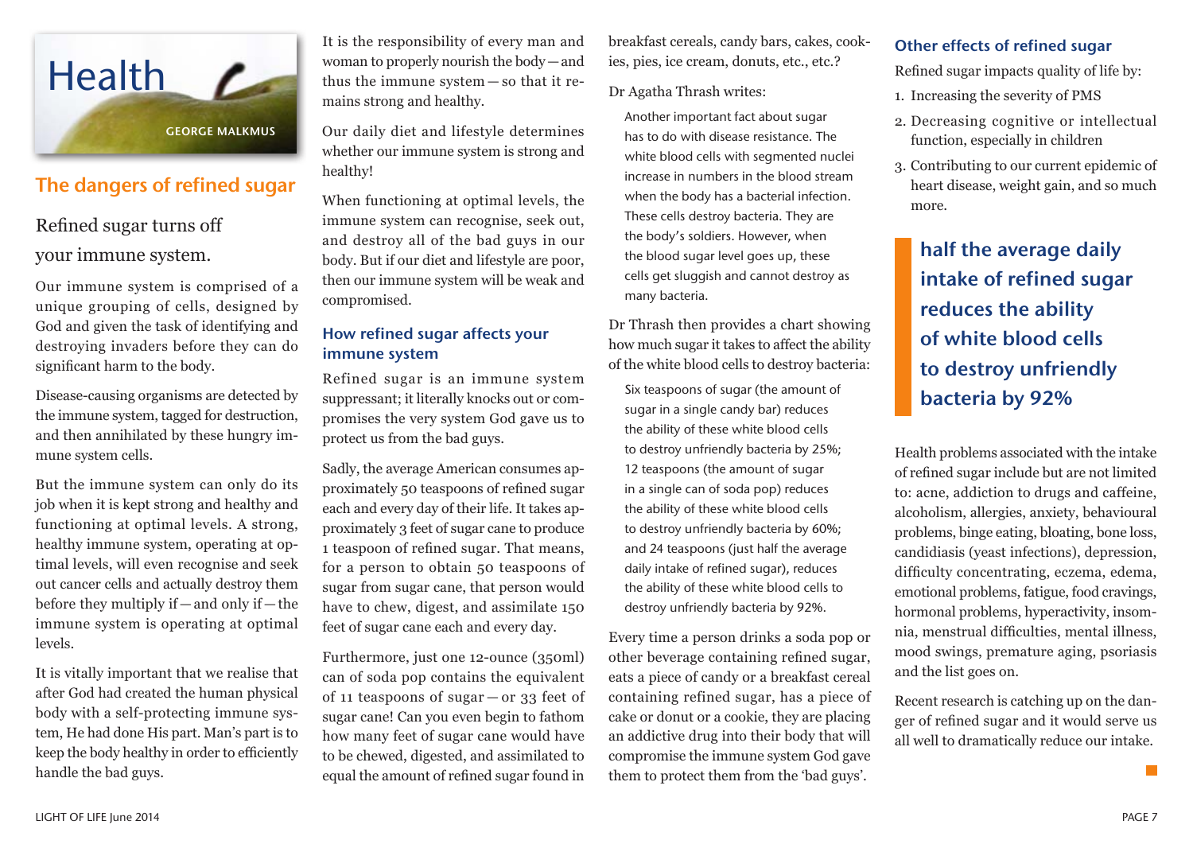Health

GEORGE MALKMUS

## The dangers of refined sugar

### Refined sugar turns off your immune system.

Our immune system is comprised of a unique grouping of cells, designed by God and given the task of identifying and destroying invaders before they can do significant harm to the body.

Disease-causing organisms are detected by the immune system, tagged for destruction, and then annihilated by these hungry immune system cells.

But the immune system can only do its job when it is kept strong and healthy and functioning at optimal levels. A strong, healthy immune system, operating at optimal levels, will even recognise and seek out cancer cells and actually destroy them before they multiply if—and only if—the immune system is operating at optimal levels.

It is vitally important that we realise that after God had created the human physical body with a self-protecting immune system, He had done His part. Man's part is to keep the body healthy in order to efficiently handle the bad guys.

It is the responsibility of every man and woman to properly nourish the body—and thus the immune system—so that it remains strong and healthy.

Our daily diet and lifestyle determines whether our immune system is strong and healthy!

When functioning at optimal levels, the immune system can recognise, seek out, and destroy all of the bad guys in our body. But if our diet and lifestyle are poor, then our immune system will be weak and compromised.

### How refined sugar affects your immune system

Refined sugar is an immune system suppressant; it literally knocks out or compromises the very system God gave us to protect us from the bad guys.

Sadly, the average American consumes approximately 50 teaspoons of refined sugar each and every day of their life. It takes approximately 3 feet of sugar cane to produce 1 teaspoon of refined sugar. That means, for a person to obtain 50 teaspoons of sugar from sugar cane, that person would have to chew, digest, and assimilate 150 feet of sugar cane each and every day.

Furthermore, just one 12-ounce (350ml) can of soda pop contains the equivalent of 11 teaspoons of sugar—or 33 feet of sugar cane! Can you even begin to fathom how many feet of sugar cane would have to be chewed, digested, and assimilated to equal the amount of refined sugar found in breakfast cereals, candy bars, cakes, cookies, pies, ice cream, donuts, etc., etc.?

Dr Agatha Thrash writes:

> Another important fact about sugar has to do with disease resistance. The white blood cells with segmented nuclei increase in numbers in the blood stream when the body has a bacterial infection. These cells destroy bacteria. They are the body's soldiers. However, when the blood sugar level goes up, these cells get sluggish and cannot destroy as many bacteria.

Dr Thrash then provides a chart showing how much sugar it takes to affect the ability of the white blood cells to destroy bacteria:

> Six teaspoons of sugar (the amount of sugar in a single candy bar) reduces the ability of these white blood cells to destroy unfriendly bacteria by 25%; 12 teaspoons (the amount of sugar in a single can of soda pop) reduces the ability of these white blood cells to destroy unfriendly bacteria by 60%; and 24 teaspoons (just half the average daily intake of refined sugar), reduces the ability of these white blood cells to destroy unfriendly bacteria by 92%.

Every time a person drinks a soda pop or other beverage containing refined sugar, eats a piece of candy or a breakfast cereal containing refined sugar, has a piece of cake or donut or a cookie, they are placing an addictive drug into their body that will compromise the immune system God gave them to protect them from the 'bad guys'.

### Other effects of refined sugar

Refined sugar impacts quality of life by:

1. Increasing the severity of PMS
2. Decreasing cognitive or intellectual function, especially in children
3. Contributing to our current epidemic of heart disease, weight gain, and so much more.

> **half the average daily intake of refined sugar reduces the ability of white blood cells to destroy unfriendly bacteria by 92%**

Health problems associated with the intake of refined sugar include but are not limited to: acne, addiction to drugs and caffeine, alcoholism, allergies, anxiety, behavioural problems, binge eating, bloating, bone loss, candidiasis (yeast infections), depression, difficulty concentrating, eczema, edema, emotional problems, fatigue, food cravings, hormonal problems, hyperactivity, insomnia, menstrual difficulties, mental illness, mood swings, premature aging, psoriasis and the list goes on.

Recent research is catching up on the danger of refined sugar and it would serve us all well to dramatically reduce our intake.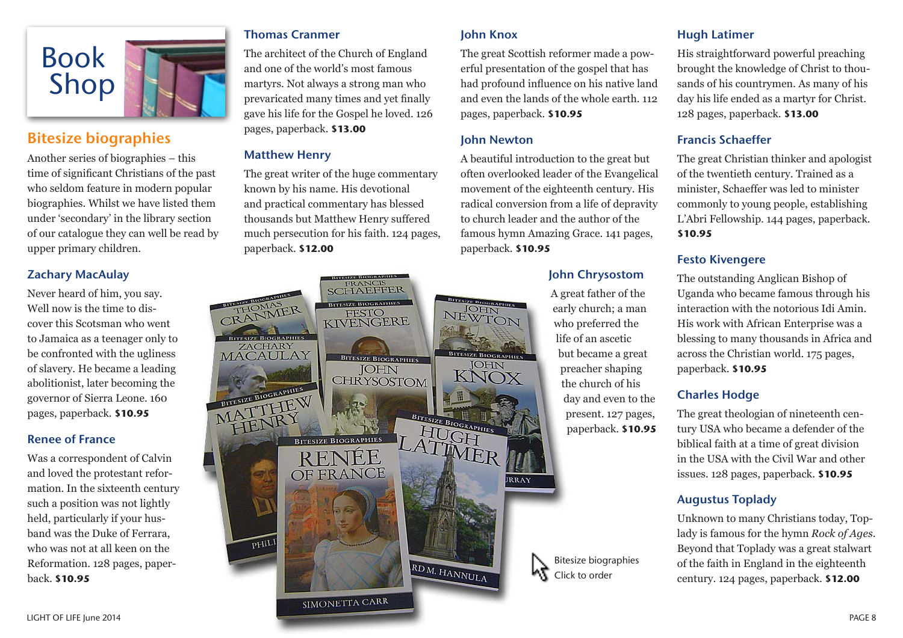# Book Shop

## Bitesize biographies

Another series of biographies – this time of significant Christians of the past who seldom feature in modern popular biographies. Whilst we have listed them under 'secondary' in the library section of our catalogue they can well be read by upper primary children.

### Zachary MacAulay

Never heard of him, you say. Well now is the time to discover this Scotsman who went to Jamaica as a teenager only to be confronted with the ugliness of slavery. He became a leading abolitionist, later becoming the governor of Sierra Leone. 160 pages, paperback. **$10.95**

### Renee of France

Was a correspondent of Calvin and loved the protestant reformation. In the sixteenth century such a position was not lightly held, particularly if your husband was the Duke of Ferrara, who was not at all keen on the Reformation. 128 pages, paperback. **$10.95**

### Thomas Cranmer

The architect of the Church of England and one of the world's most famous martyrs. Not always a strong man who prevaricated many times and yet finally gave his life for the Gospel he loved. 126 pages, paperback. **$13.00**

### Matthew Henry

The great writer of the huge commentary known by his name. His devotional and practical commentary has blessed thousands but Matthew Henry suffered much persecution for his faith. 124 pages, paperback. **$12.00**

### John Knox

The great Scottish reformer made a powerful presentation of the gospel that has had profound influence on his native land and even the lands of the whole earth. 112 pages, paperback. **$10.95**

### John Newton

A beautiful introduction to the great but often overlooked leader of the Evangelical movement of the eighteenth century. His radical conversion from a life of depravity to church leader and the author of the famous hymn Amazing Grace. 141 pages, paperback. **$10.95**

### John Chrysostom

A great father of the early church; a man who preferred the life of an ascetic but became a great preacher shaping the church of his day and even to the present. 127 pages, paperback. **$10.95**

Bitesize biographies
Click to order

### Hugh Latimer

His straightforward powerful preaching brought the knowledge of Christ to thousands of his countrymen. As many of his day his life ended as a martyr for Christ. 128 pages, paperback. **$13.00**

### Francis Schaeffer

The great Christian thinker and apologist of the twentieth century. Trained as a minister, Schaeffer was led to minister commonly to young people, establishing L'Abri Fellowship. 144 pages, paperback. **$10.95**

### Festo Kivengere

The outstanding Anglican Bishop of Uganda who became famous through his interaction with the notorious Idi Amin. His work with African Enterprise was a blessing to many thousands in Africa and across the Christian world. 175 pages, paperback. **$10.95**

### Charles Hodge

The great theologian of nineteenth century USA who became a defender of the biblical faith at a time of great division in the USA with the Civil War and other issues. 128 pages, paperback. **$10.95**

### Augustus Toplady

Unknown to many Christians today, Toplady is famous for the hymn *Rock of Ages*. Beyond that Toplady was a great stalwart of the faith in England in the eighteenth century. 124 pages, paperback. **$12.00**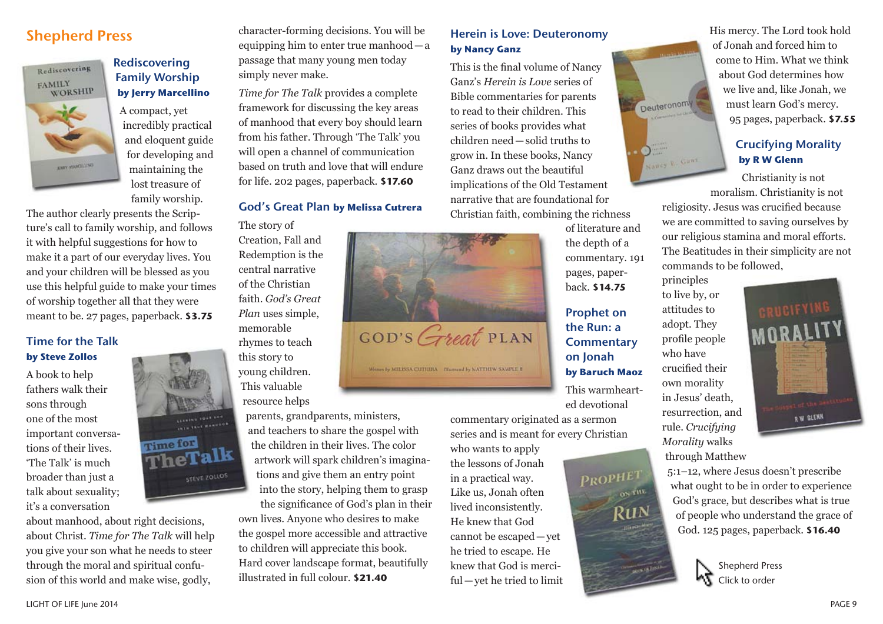## Shepherd Press

### Rediscovering Family Worship

**by Jerry Marcellino**

A compact, yet incredibly practical and eloquent guide for developing and maintaining the lost treasure of family worship.

The author clearly presents the Scripture's call to family worship, and follows it with helpful suggestions for how to make it a part of our everyday lives. You and your children will be blessed as you use this helpful guide to make your times of worship together all that they were meant to be. 27 pages, paperback. **$3.75**

### Time for the Talk

**by Steve Zollos**

A book to help fathers walk their sons through one of the most important conversations of their lives. 'The Talk' is much broader than just a talk about sexuality; it's a conversation about manhood, about right decisions, about Christ. *Time for The Talk* will help you give your son what he needs to steer through the moral and spiritual confusion of this world and make wise, godly, character-forming decisions. You will be equipping him to enter true manhood—a passage that many young men today simply never make.

*Time for The Talk* provides a complete framework for discussing the key areas of manhood that every boy should learn from his father. Through 'The Talk' you will open a channel of communication based on truth and love that will endure for life. 202 pages, paperback. **$17.60**

### God's Great Plan **by Melissa Cutrera**

The story of Creation, Fall and Redemption is the central narrative of the Christian faith. *God's Great Plan* uses simple, memorable rhymes to teach this story to young children. This valuable resource helps parents, grandparents, ministers, and teachers to share the gospel with the children in their lives. The color artwork will spark children's imaginations and give them an entry point into the story, helping them to grasp the significance of God's plan in their own lives. Anyone who desires to make the gospel more accessible and attractive to children will appreciate this book. Hard cover landscape format, beautifully illustrated in full colour. **$21.40**

### Herein is Love: Deuteronomy

**by Nancy Ganz**

This is the final volume of Nancy Ganz's *Herein is Love* series of Bible commentaries for parents to read to their children. This series of books provides what children need—solid truths to grow in. In these books, Nancy Ganz draws out the beautiful implications of the Old Testament narrative that are foundational for Christian faith, combining the richness of literature and the depth of a commentary. 191 pages, paperback. **$14.75**

### Prophet on the Run: a Commentary on Jonah

**by Baruch Maoz**

This warmhearted devotional commentary originated as a sermon series and is meant for every Christian who wants to apply the lessons of Jonah in a practical way. Like us, Jonah often lived inconsistently. He knew that God cannot be escaped—yet he tried to escape. He knew that God is merciful—yet he tried to limit His mercy. The Lord took hold of Jonah and forced him to come to Him. What we think about God determines how we live and, like Jonah, we must learn God's mercy. 95 pages, paperback. **$7.55**

### Crucifying Morality

**by R W Glenn**

Christianity is not moralism. Christianity is not religiosity. Jesus was crucified because we are committed to saving ourselves by our religious stamina and moral efforts. The Beatitudes in their simplicity are not commands to be followed, principles to live by, or attitudes to adopt. They profile people who have crucified their own morality in Jesus' death, resurrection, and rule. *Crucifying Morality* walks through Matthew 5:1–12, where Jesus doesn't prescribe what ought to be in order to experience God's grace, but describes what is true of people who understand the grace of God. 125 pages, paperback. **$16.40**

Shepherd Press
Click to order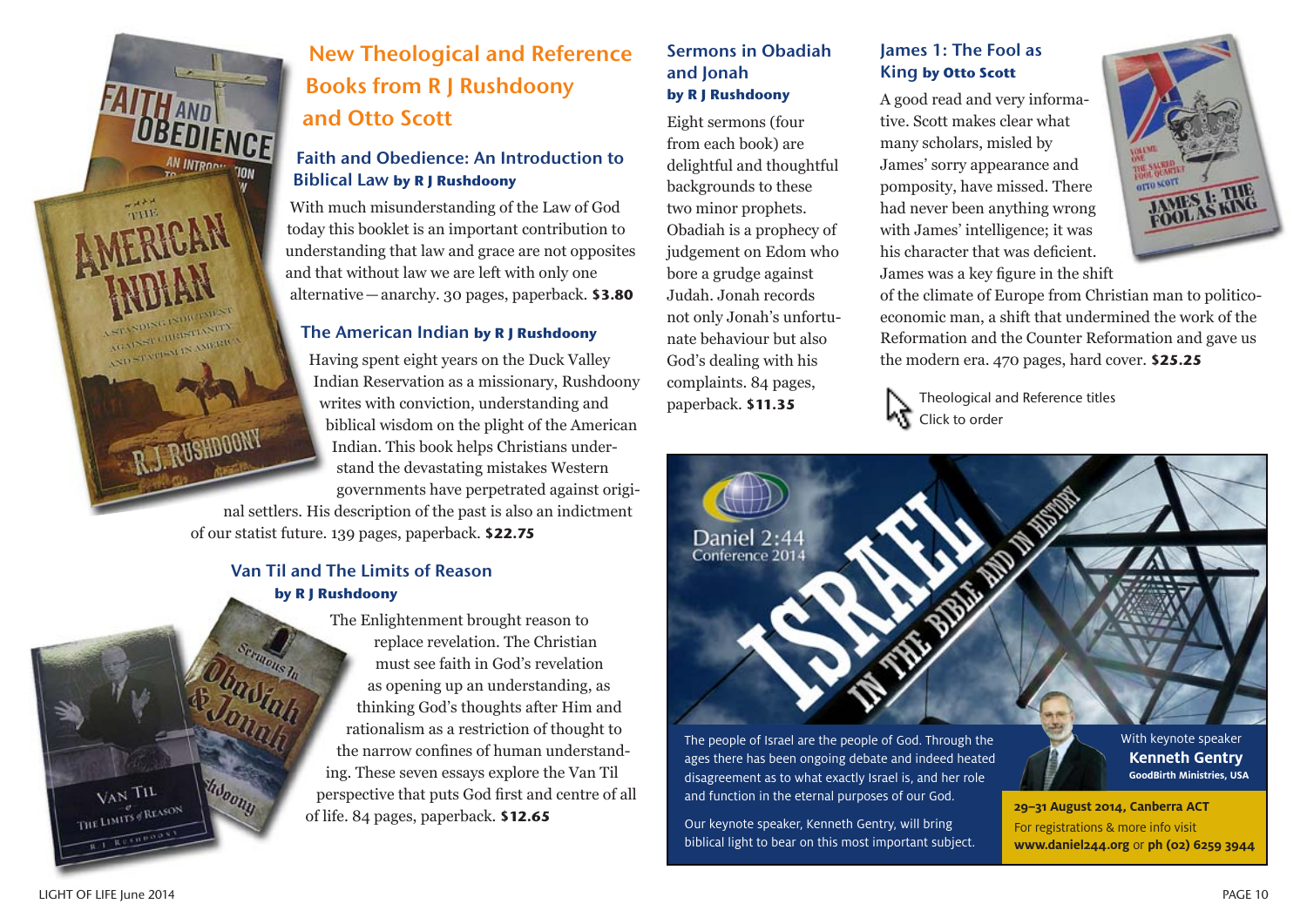# New Theological and Reference Books from R J Rushdoony and Otto Scott

### Faith and Obedience: An Introduction to Biblical Law **by R J Rushdoony**

With much misunderstanding of the Law of God today this booklet is an important contribution to understanding that law and grace are not opposites and that without law we are left with only one alternative—anarchy. 30 pages, paperback. **$3.80**

### The American Indian **by R J Rushdoony**

Having spent eight years on the Duck Valley Indian Reservation as a missionary, Rushdoony writes with conviction, understanding and biblical wisdom on the plight of the American Indian. This book helps Christians understand the devastating mistakes Western governments have perpetrated against original settlers. His description of the past is also an indictment of our statist future. 139 pages, paperback. **$22.75**

### Van Til and The Limits of Reason **by R J Rushdoony**

The Enlightenment brought reason to replace revelation. The Christian must see faith in God's revelation as opening up an understanding, as thinking God's thoughts after Him and rationalism as a restriction of thought to the narrow confines of human understanding. These seven essays explore the Van Til perspective that puts God first and centre of all of life. 84 pages, paperback. **$12.65**

### Sermons in Obadiah and Jonah **by R J Rushdoony**

Eight sermons (four from each book) are delightful and thoughtful backgrounds to these two minor prophets. Obadiah is a prophecy of judgement on Edom who bore a grudge against Judah. Jonah records not only Jonah's unfortunate behaviour but also God's dealing with his complaints. 84 pages, paperback. **$11.35**

### James 1: The Fool as King **by Otto Scott**

A good read and very informative. Scott makes clear what many scholars, misled by James' sorry appearance and pomposity, have missed. There had never been anything wrong with James' intelligence; it was his character that was deficient. James was a key figure in the shift of the climate of Europe from Christian man to politico-economic man, a shift that undermined the work of the Reformation and the Counter Reformation and gave us the modern era. 470 pages, hard cover. **$25.25**

Theological and Reference titles
Click to order

---

Daniel 2:44
Conference 2014

**ISRAEL IN THE BIBLE AND IN HISTORY**

The people of Israel are the people of God. Through the ages there has been ongoing debate and indeed heated disagreement as to what exactly Israel is, and her role and function in the eternal purposes of our God.

Our keynote speaker, Kenneth Gentry, will bring biblical light to bear on this most important subject.

With keynote speaker
**Kenneth Gentry**
**GoodBirth Ministries, USA**

**29–31 August 2014, Canberra ACT**
For registrations & more info visit **www.daniel244.org** or **ph (02) 6259 3944**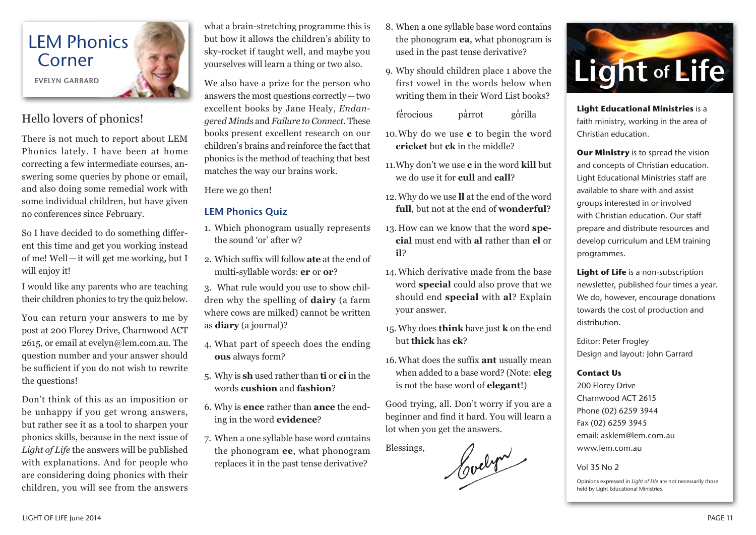# LEM Phonics Corner

EVELYN GARRARD

## Hello lovers of phonics!

There is not much to report about LEM Phonics lately. I have been at home correcting a few intermediate courses, answering some queries by phone or email, and also doing some remedial work with some individual children, but have given no conferences since February.

So I have decided to do something different this time and get you working instead of me! Well—it will get me working, but I will enjoy it!

I would like any parents who are teaching their children phonics to try the quiz below.

You can return your answers to me by post at 200 Florey Drive, Charnwood ACT 2615, or email at evelyn@lem.com.au. The question number and your answer should be sufficient if you do not wish to rewrite the questions!

Don't think of this as an imposition or be unhappy if you get wrong answers, but rather see it as a tool to sharpen your phonics skills, because in the next issue of *Light of Life* the answers will be published with explanations. And for people who are considering doing phonics with their children, you will see from the answers what a brain-stretching programme this is but how it allows the children's ability to sky-rocket if taught well, and maybe you yourselves will learn a thing or two also.

We also have a prize for the person who answers the most questions correctly—two excellent books by Jane Healy, *Endangered Minds* and *Failure to Connect*. These books present excellent research on our children's brains and reinforce the fact that phonics is the method of teaching that best matches the way our brains work.

Here we go then!

### LEM Phonics Quiz

1. Which phonogram usually represents the sound 'or' after w?
2. Which suffix will follow **ate** at the end of multi-syllable words: **er** or **or**?
3. What rule would you use to show children why the spelling of **dairy** (a farm where cows are milked) cannot be written as **diary** (a journal)?
4. What part of speech does the ending **ous** always form?
5. Why is **sh** used rather than **ti** or **ci** in the words **cushion** and **fashion**?
6. Why is **ence** rather than **ance** the ending in the word **evidence**?
7. When a one syllable base word contains the phonogram **ee**, what phonogram replaces it in the past tense derivative?
8. When a one syllable base word contains the phonogram **ea**, what phonogram is used in the past tense derivative?
9. Why should children place 1 above the first vowel in the words below when writing them in their Word List books?

   fe[1]rocious     pa[1]rrot     go[1]rilla

10. Why do we use **c** to begin the word **cricket** but **ck** in the middle?
11. Why don't we use **c** in the word **kill** but we do use it for **cull** and **call**?
12. Why do we use **ll** at the end of the word **full**, but not at the end of **wonderful**?
13. How can we know that the word **special** must end with **al** rather than **el** or **il**?
14. Which derivative made from the base word **special** could also prove that we should end **special** with **al**? Explain your answer.
15. Why does **think** have just **k** on the end but **thick** has **ck**?
16. What does the suffix **ant** usually mean when added to a base word? (Note: **eleg** is not the base word of **elegant**!)

Good trying, all. Don't worry if you are a beginner and find it hard. You will learn a lot when you get the answers.

Blessings,

Evelyn

# Light of Life

**Light Educational Ministries** is a faith ministry, working in the area of Christian education.

**Our Ministry** is to spread the vision and concepts of Christian education. Light Educational Ministries staff are available to share with and assist groups interested in or involved with Christian education. Our staff prepare and distribute resources and develop curriculum and LEM training programmes.

**Light of Life** is a non-subscription newsletter, published four times a year. We do, however, encourage donations towards the cost of production and distribution.

Editor: Peter Frogley
Design and layout: John Garrard

**Contact Us**
200 Florey Drive
Charnwood ACT 2615
Phone (02) 6259 3944
Fax (02) 6259 3945
email: asklem@lem.com.au
www.lem.com.au

Vol 35 No 2

Opinions expressed in *Light of Life* are not necessarily those held by Light Educational Ministries.